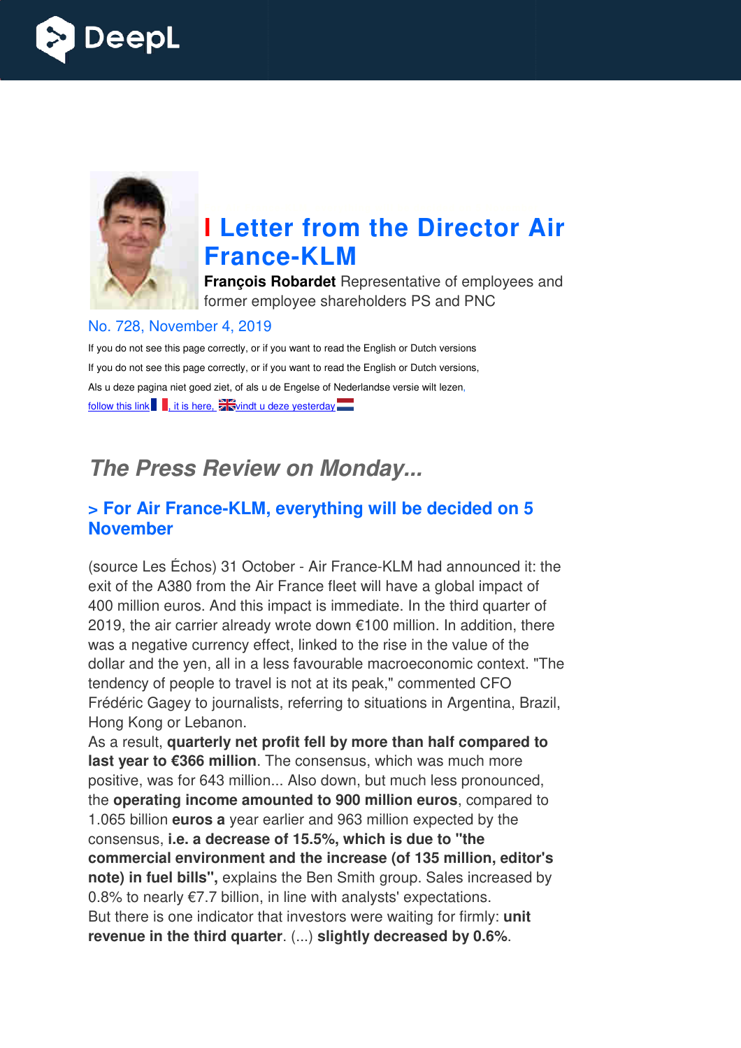# Letter from the Director Air France-KLM

**François Robardet** Representative of employees and former employee shareholders PS and PNC

No. 728, November 4, 2019

If you do not see this page correctly, or if you want to read the English or Dutch versions

If you do not see this page correctly, or if you want to read the English or Dutch versions,

Als u deze pagina niet goed ziet, of als u de Engelse of Nederlandse versie wilt lezen,

follow this link, it is here, vindt u deze yesterday

## *The Press Review on Monday...*

### > For Air France-KLM, everything will be decided on 5 November

(source Les Échos) 31 October - Air France-KLM had announced it: the exit of the A380 from the Air France fleet will have a global impact of 400 million euros. And this impact is immediate. In the third quarter of 2019, the air carrier already wrote down €100 million. In addition, there was a negative currency effect, linked to the rise in the value of the dollar and the yen, all in a less favourable macroeconomic context. "The tendency of people to travel is not at its peak," commented CFO Frédéric Gagey to journalists, referring to situations in Argentina, Brazil, Hong Kong or Lebanon.

As a result, **quarterly net profit fell by more than half compared to last year to €366 million**. The consensus, which was much more positive, was for 643 million... Also down, but much less pronounced, the **operating income amounted to 900 million euros**, compared to 1.065 billion **euros a** year earlier and 963 million expected by the consensus, **i.e. a decrease of 15.5%, which is due to "the commercial environment and the increase (of 135 million, editor's note) in fuel bills",** explains the Ben Smith group. Sales increased by 0.8% to nearly €7.7 billion, in line with analysts' expectations.

But there is one indicator that investors were waiting for firmly: **unit revenue in the third quarter**. (...) **slightly decreased by 0.6%**.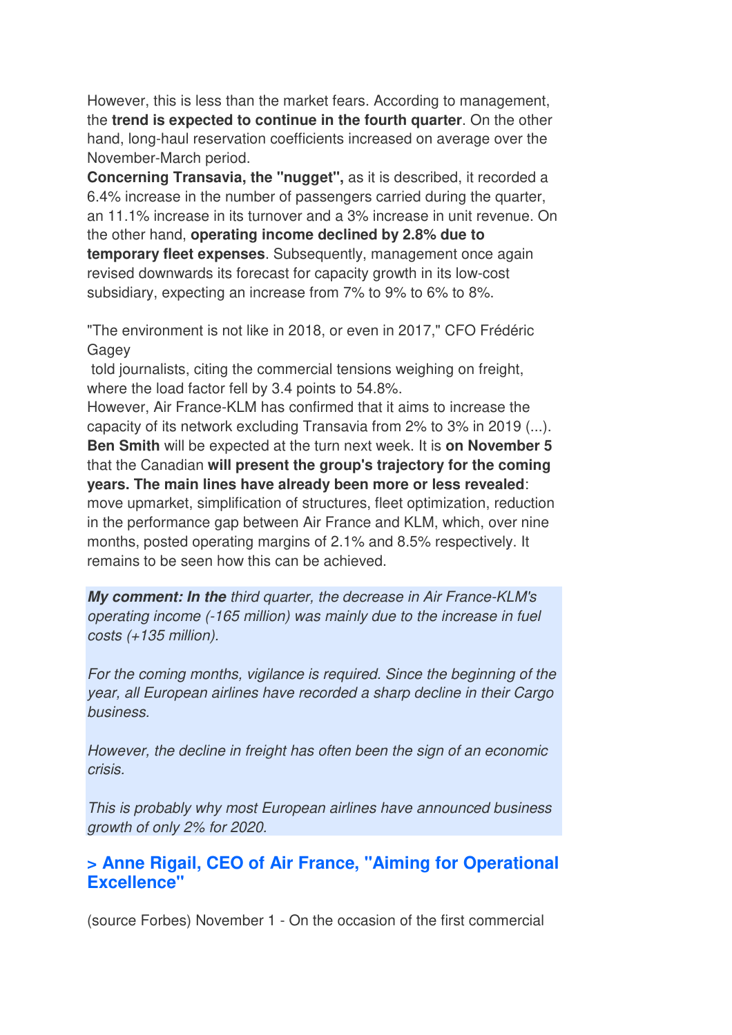However, this is less than the market fears. According to management, the **trend is expected to continue in the fourth quarter**. On the other hand, long-haul reservation coefficients increased on average over the November-March period.

**Concerning Transavia, the "nugget",** as it is described, it recorded a 6.4% increase in the number of passengers carried during the quarter, an 11.1% increase in its turnover and a 3% increase in unit revenue. On the other hand, **operating income declined by 2.8% due to temporary fleet expenses**. Subsequently, management once again revised downwards its forecast for capacity growth in its low-cost subsidiary, expecting an increase from 7% to 9% to 6% to 8%.

"The environment is not like in 2018, or even in 2017," CFO Frédéric Gagey told journalists, citing the commercial tensions weighing on freight, where the load factor fell by 3.4 points to 54.8%.

However, Air France-KLM has confirmed that it aims to increase the capacity of its network excluding Transavia from 2% to 3% in 2019 (...).

**Ben Smith** will be expected at the turn next week. It is **on November 5** that the Canadian **will present the group's trajectory for the coming years. The main lines have already been more or less revealed**: move upmarket, simplification of structures, fleet optimization, reduction in the performance gap between Air France and KLM, which, over nine months, posted operating margins of 2.1% and 8.5% respectively. It remains to be seen how this can be achieved.

***My comment: In the*** *third quarter, the decrease in Air France-KLM's operating income (-165 million) was mainly due to the increase in fuel costs (+135 million).*

*For the coming months, vigilance is required. Since the beginning of the year, all European airlines have recorded a sharp decline in their Cargo business.*

*However, the decline in freight has often been the sign of an economic crisis.*

*This is probably why most European airlines have announced business growth of only 2% for 2020.*

### > Anne Rigail, CEO of Air France, "Aiming for Operational Excellence"

(source Forbes) November 1 - On the occasion of the first commercial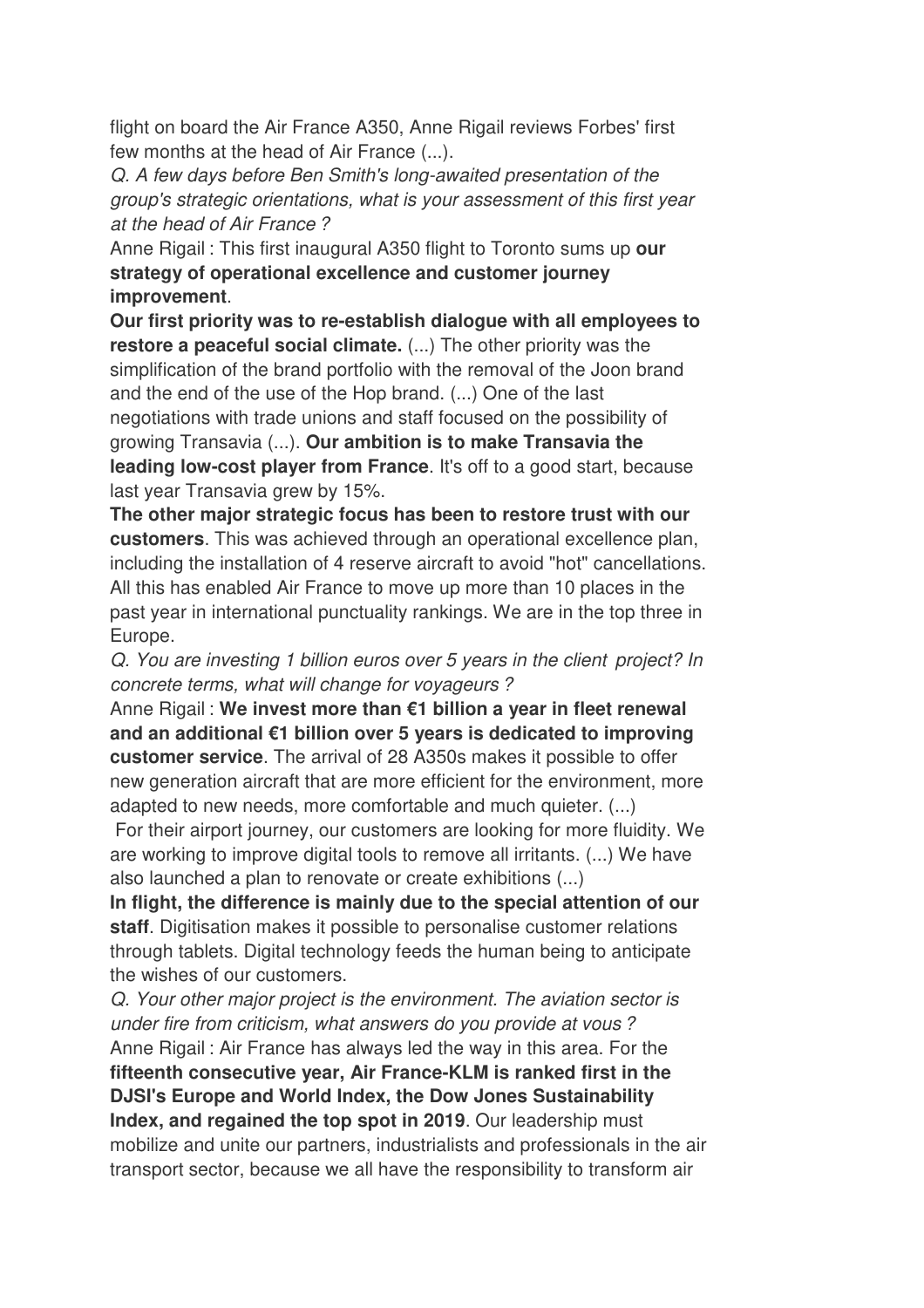flight on board the Air France A350, Anne Rigail reviews Forbes' first few months at the head of Air France (...).

*Q. A few days before Ben Smith's long-awaited presentation of the group's strategic orientations, what is your assessment of this first year at the head of Air France ?*

Anne Rigail : This first inaugural A350 flight to Toronto sums up **our strategy of operational excellence and customer journey improvement**.

**Our first priority was to re-establish dialogue with all employees to restore a peaceful social climate.** (...) The other priority was the simplification of the brand portfolio with the removal of the Joon brand and the end of the use of the Hop brand. (...) One of the last negotiations with trade unions and staff focused on the possibility of growing Transavia (...). **Our ambition is to make Transavia the leading low-cost player from France**. It's off to a good start, because last year Transavia grew by 15%.

**The other major strategic focus has been to restore trust with our customers**. This was achieved through an operational excellence plan, including the installation of 4 reserve aircraft to avoid "hot" cancellations. All this has enabled Air France to move up more than 10 places in the past year in international punctuality rankings. We are in the top three in Europe.

*Q. You are investing 1 billion euros over 5 years in the client project? In concrete terms, what will change for voyageurs ?*

Anne Rigail : **We invest more than €1 billion a year in fleet renewal and an additional €1 billion over 5 years is dedicated to improving customer service**. The arrival of 28 A350s makes it possible to offer new generation aircraft that are more efficient for the environment, more adapted to new needs, more comfortable and much quieter. (...)

For their airport journey, our customers are looking for more fluidity. We are working to improve digital tools to remove all irritants. (...) We have also launched a plan to renovate or create exhibitions (...)

**In flight, the difference is mainly due to the special attention of our staff**. Digitisation makes it possible to personalise customer relations through tablets. Digital technology feeds the human being to anticipate the wishes of our customers.

*Q. Your other major project is the environment. The aviation sector is under fire from criticism, what answers do you provide at vous ?*

Anne Rigail : Air France has always led the way in this area. For the **fifteenth consecutive year, Air France-KLM is ranked first in the DJSI's Europe and World Index, the Dow Jones Sustainability Index, and regained the top spot in 2019**. Our leadership must mobilize and unite our partners, industrialists and professionals in the air transport sector, because we all have the responsibility to transform air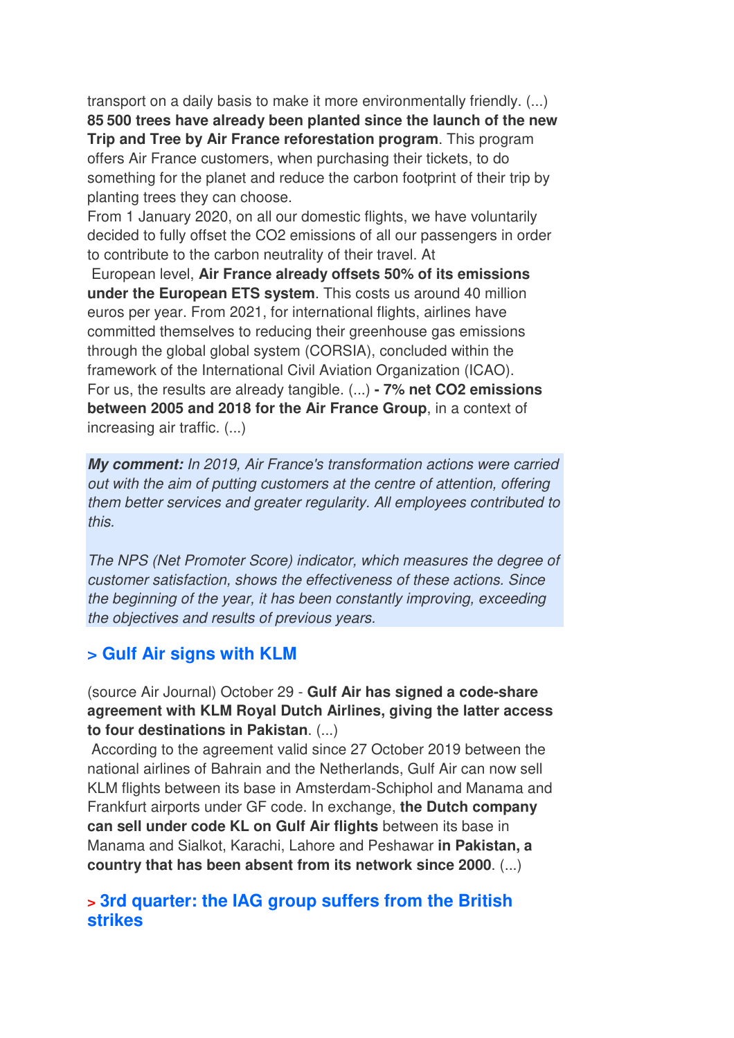transport on a daily basis to make it more environmentally friendly. (...) **85 500 trees have already been planted since the launch of the new Trip and Tree by Air France reforestation program**. This program offers Air France customers, when purchasing their tickets, to do something for the planet and reduce the carbon footprint of their trip by planting trees they can choose.

From 1 January 2020, on all our domestic flights, we have voluntarily decided to fully offset the CO2 emissions of all our passengers in order to contribute to the carbon neutrality of their travel. At European level, **Air France already offsets 50% of its emissions under the European ETS system**. This costs us around 40 million euros per year. From 2021, for international flights, airlines have committed themselves to reducing their greenhouse gas emissions through the global global system (CORSIA), concluded within the framework of the International Civil Aviation Organization (ICAO).

For us, the results are already tangible. (...) **- 7% net CO2 emissions between 2005 and 2018 for the Air France Group**, in a context of increasing air traffic. (...)

***My comment:*** *In 2019, Air France's transformation actions were carried out with the aim of putting customers at the centre of attention, offering them better services and greater regularity. All employees contributed to this.*

*The NPS (Net Promoter Score) indicator, which measures the degree of customer satisfaction, shows the effectiveness of these actions. Since the beginning of the year, it has been constantly improving, exceeding the objectives and results of previous years.*

## > Gulf Air signs with KLM

(source Air Journal) October 29 - **Gulf Air has signed a code-share agreement with KLM Royal Dutch Airlines, giving the latter access to four destinations in Pakistan**. (...)

According to the agreement valid since 27 October 2019 between the national airlines of Bahrain and the Netherlands, Gulf Air can now sell KLM flights between its base in Amsterdam-Schiphol and Manama and Frankfurt airports under GF code. In exchange, **the Dutch company can sell under code KL on Gulf Air flights** between its base in Manama and Sialkot, Karachi, Lahore and Peshawar **in Pakistan, a country that has been absent from its network since 2000**. (...)

## > 3rd quarter: the IAG group suffers from the British strikes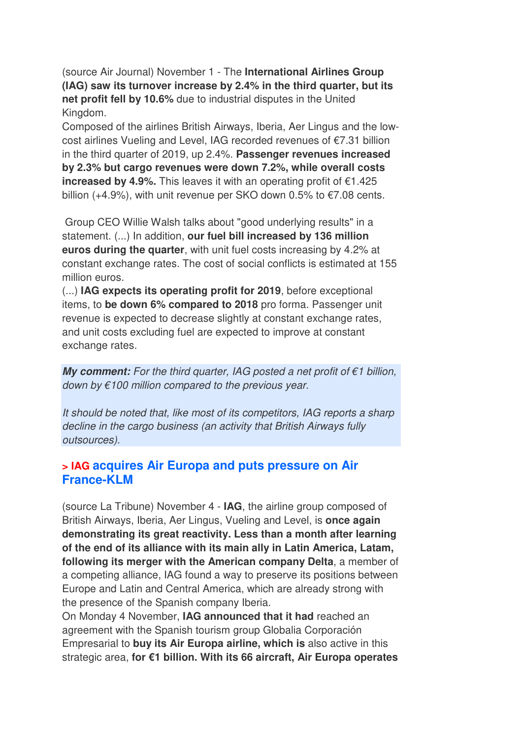(source Air Journal) November 1 - The **International Airlines Group (IAG) saw its turnover increase by 2.4% in the third quarter, but its net profit fell by 10.6%** due to industrial disputes in the United Kingdom.
Composed of the airlines British Airways, Iberia, Aer Lingus and the low-cost airlines Vueling and Level, IAG recorded revenues of €7.31 billion in the third quarter of 2019, up 2.4%. **Passenger revenues increased by 2.3% but cargo revenues were down 7.2%, while overall costs increased by 4.9%.** This leaves it with an operating profit of €1.425 billion (+4.9%), with unit revenue per SKO down 0.5% to €7.08 cents.

Group CEO Willie Walsh talks about "good underlying results" in a statement. (...) In addition, **our fuel bill increased by 136 million euros during the quarter**, with unit fuel costs increasing by 4.2% at constant exchange rates. The cost of social conflicts is estimated at 155 million euros.
(...) **IAG expects its operating profit for 2019**, before exceptional items, to **be down 6% compared to 2018** pro forma. Passenger unit revenue is expected to decrease slightly at constant exchange rates, and unit costs excluding fuel are expected to improve at constant exchange rates.

***My comment:*** *For the third quarter, IAG posted a net profit of €1 billion, down by €100 million compared to the previous year.*

*It should be noted that, like most of its competitors, IAG reports a sharp decline in the cargo business (an activity that British Airways fully outsources).*

## > IAG acquires Air Europa and puts pressure on Air France-KLM

(source La Tribune) November 4 - **IAG**, the airline group composed of British Airways, Iberia, Aer Lingus, Vueling and Level, is **once again demonstrating its great reactivity. Less than a month after learning of the end of its alliance with its main ally in Latin America, Latam, following its merger with the American company Delta**, a member of a competing alliance, IAG found a way to preserve its positions between Europe and Latin and Central America, which are already strong with the presence of the Spanish company Iberia.
On Monday 4 November, **IAG announced that it had** reached an agreement with the Spanish tourism group Globalia Corporación Empresarial to **buy its Air Europa airline, which is** also active in this strategic area, **for €1 billion. With its 66 aircraft, Air Europa operates**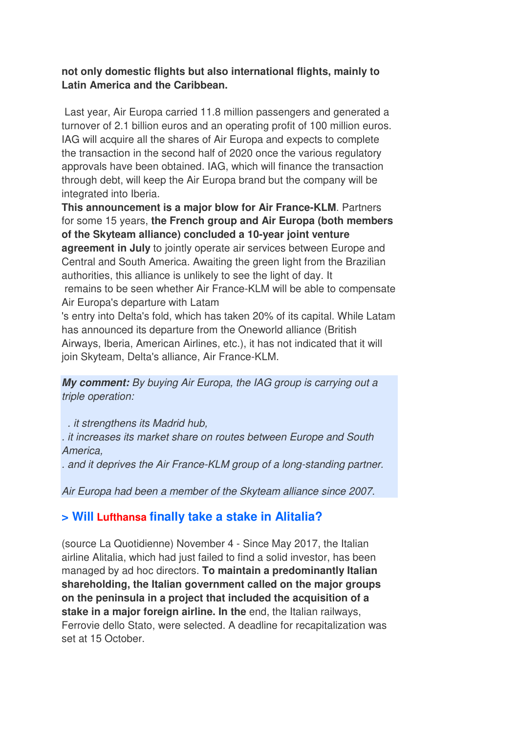**not only domestic flights but also international flights, mainly to Latin America and the Caribbean.**

Last year, Air Europa carried 11.8 million passengers and generated a turnover of 2.1 billion euros and an operating profit of 100 million euros. IAG will acquire all the shares of Air Europa and expects to complete the transaction in the second half of 2020 once the various regulatory approvals have been obtained. IAG, which will finance the transaction through debt, will keep the Air Europa brand but the company will be integrated into Iberia.

**This announcement is a major blow for Air France-KLM**. Partners for some 15 years, **the French group and Air Europa (both members of the Skyteam alliance) concluded a 10-year joint venture agreement in July** to jointly operate air services between Europe and Central and South America. Awaiting the green light from the Brazilian authorities, this alliance is unlikely to see the light of day. It remains to be seen whether Air France-KLM will be able to compensate Air Europa's departure with Latam's entry into Delta's fold, which has taken 20% of its capital. While Latam has announced its departure from the Oneworld alliance (British Airways, Iberia, American Airlines, etc.), it has not indicated that it will join Skyteam, Delta's alliance, Air France-KLM.

***My comment:*** *By buying Air Europa, the IAG group is carrying out a triple operation:*

*. it strengthens its Madrid hub,*
*. it increases its market share on routes between Europe and South America,*
*. and it deprives the Air France-KLM group of a long-standing partner.*

*Air Europa had been a member of the Skyteam alliance since 2007.*

## > Will Lufthansa finally take a stake in Alitalia?

(source La Quotidienne) November 4 - Since May 2017, the Italian airline Alitalia, which had just failed to find a solid investor, has been managed by ad hoc directors. **To maintain a predominantly Italian shareholding, the Italian government called on the major groups on the peninsula in a project that included the acquisition of a stake in a major foreign airline. In the** end, the Italian railways, Ferrovie dello Stato, were selected. A deadline for recapitalization was set at 15 October.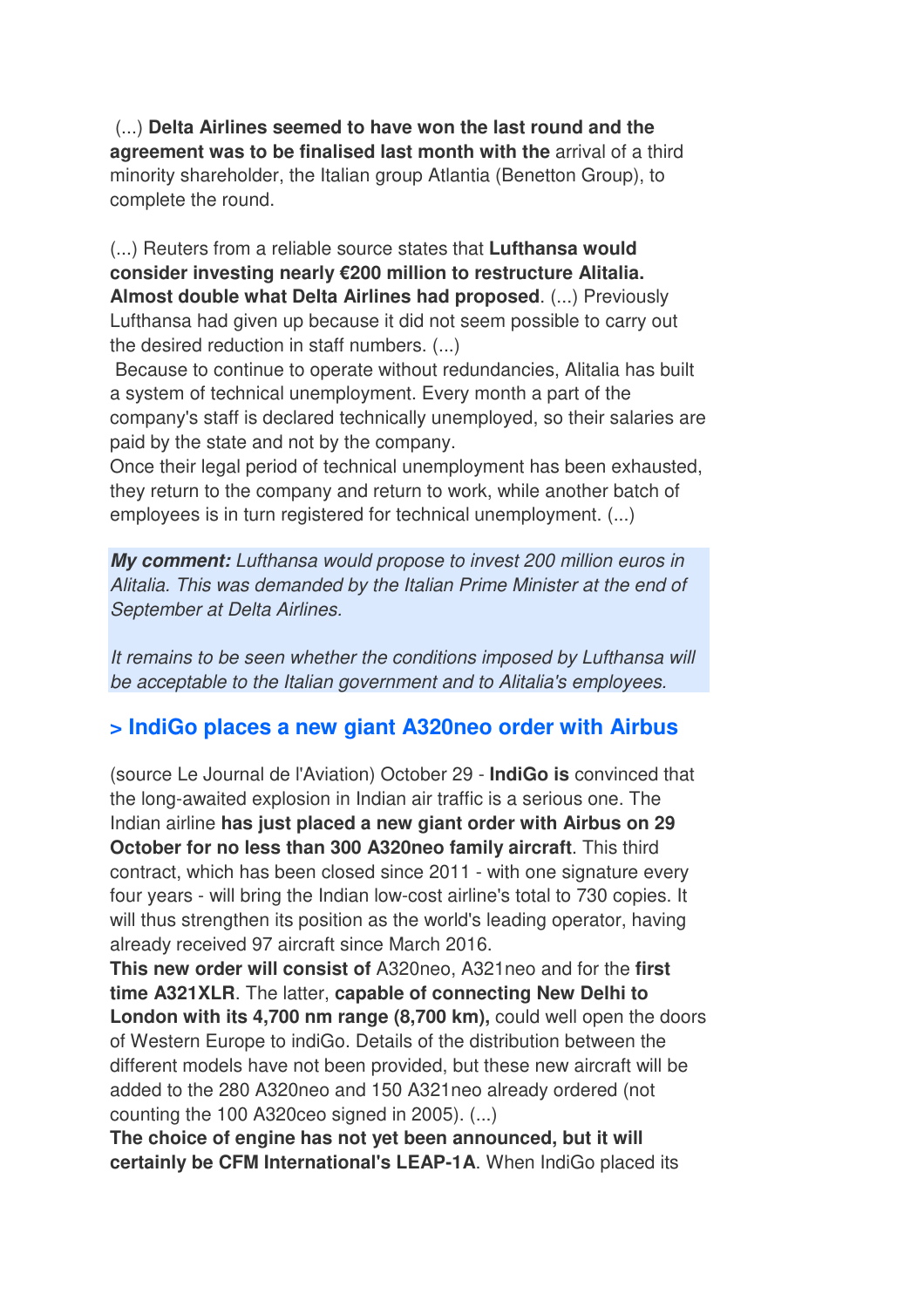(...) **Delta Airlines seemed to have won the last round and the agreement was to be finalised last month with the** arrival of a third minority shareholder, the Italian group Atlantia (Benetton Group), to complete the round.

(...) Reuters from a reliable source states that **Lufthansa would consider investing nearly €200 million to restructure Alitalia. Almost double what Delta Airlines had proposed**. (...) Previously Lufthansa had given up because it did not seem possible to carry out the desired reduction in staff numbers. (...)

Because to continue to operate without redundancies, Alitalia has built a system of technical unemployment. Every month a part of the company's staff is declared technically unemployed, so their salaries are paid by the state and not by the company.

Once their legal period of technical unemployment has been exhausted, they return to the company and return to work, while another batch of employees is in turn registered for technical unemployment. (...)

***My comment:*** *Lufthansa would propose to invest 200 million euros in Alitalia. This was demanded by the Italian Prime Minister at the end of September at Delta Airlines.*

*It remains to be seen whether the conditions imposed by Lufthansa will be acceptable to the Italian government and to Alitalia's employees.*

## > IndiGo places a new giant A320neo order with Airbus

(source Le Journal de l'Aviation) October 29 - **IndiGo is** convinced that the long-awaited explosion in Indian air traffic is a serious one. The Indian airline **has just placed a new giant order with Airbus on 29 October for no less than 300 A320neo family aircraft**. This third contract, which has been closed since 2011 - with one signature every four years - will bring the Indian low-cost airline's total to 730 copies. It will thus strengthen its position as the world's leading operator, having already received 97 aircraft since March 2016.

**This new order will consist of** A320neo, A321neo and for the **first time A321XLR**. The latter, **capable of connecting New Delhi to London with its 4,700 nm range (8,700 km),** could well open the doors of Western Europe to indiGo. Details of the distribution between the different models have not been provided, but these new aircraft will be added to the 280 A320neo and 150 A321neo already ordered (not counting the 100 A320ceo signed in 2005). (...)

**The choice of engine has not yet been announced, but it will certainly be CFM International's LEAP-1A**. When IndiGo placed its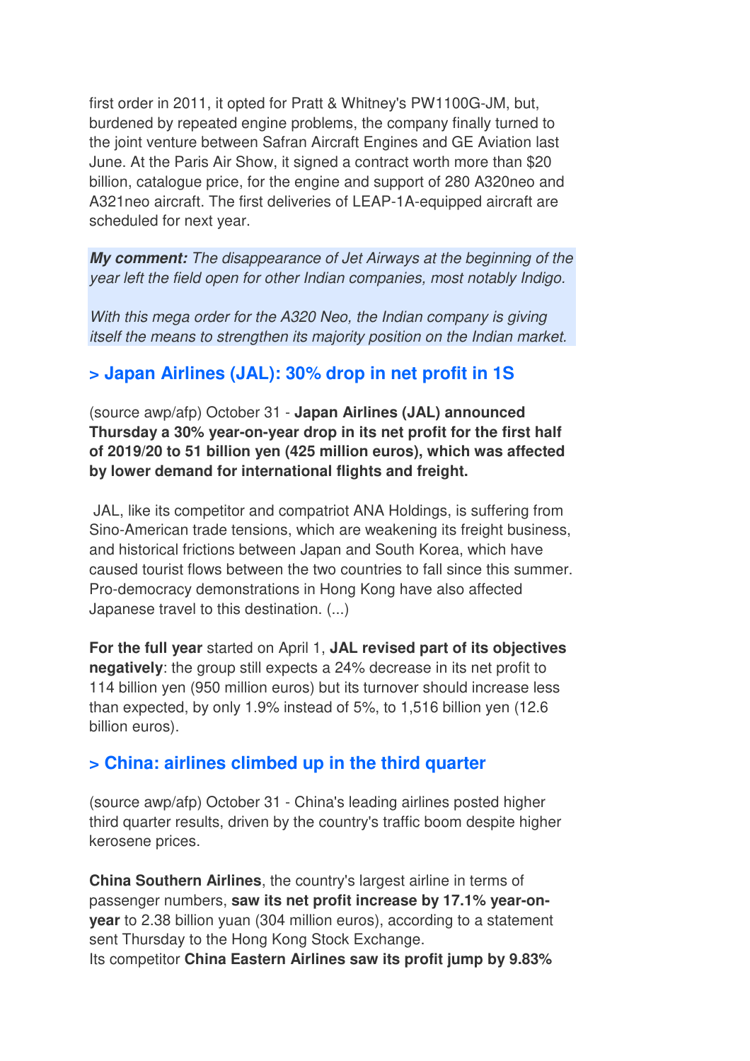first order in 2011, it opted for Pratt & Whitney's PW1100G-JM, but, burdened by repeated engine problems, the company finally turned to the joint venture between Safran Aircraft Engines and GE Aviation last June. At the Paris Air Show, it signed a contract worth more than $20 billion, catalogue price, for the engine and support of 280 A320neo and A321neo aircraft. The first deliveries of LEAP-1A-equipped aircraft are scheduled for next year.

***My comment:*** *The disappearance of Jet Airways at the beginning of the year left the field open for other Indian companies, most notably Indigo.*

*With this mega order for the A320 Neo, the Indian company is giving itself the means to strengthen its majority position on the Indian market.*

## > Japan Airlines (JAL): 30% drop in net profit in 1S

(source awp/afp) October 31 - **Japan Airlines (JAL) announced Thursday a 30% year-on-year drop in its net profit for the first half of 2019/20 to 51 billion yen (425 million euros), which was affected by lower demand for international flights and freight.**

JAL, like its competitor and compatriot ANA Holdings, is suffering from Sino-American trade tensions, which are weakening its freight business, and historical frictions between Japan and South Korea, which have caused tourist flows between the two countries to fall since this summer. Pro-democracy demonstrations in Hong Kong have also affected Japanese travel to this destination. (...)

**For the full year** started on April 1, **JAL revised part of its objectives negatively**: the group still expects a 24% decrease in its net profit to 114 billion yen (950 million euros) but its turnover should increase less than expected, by only 1.9% instead of 5%, to 1,516 billion yen (12.6 billion euros).

## > China: airlines climbed up in the third quarter

(source awp/afp) October 31 - China's leading airlines posted higher third quarter results, driven by the country's traffic boom despite higher kerosene prices.

**China Southern Airlines**, the country's largest airline in terms of passenger numbers, **saw its net profit increase by 17.1% year-on-year** to 2.38 billion yuan (304 million euros), according to a statement sent Thursday to the Hong Kong Stock Exchange.
Its competitor **China Eastern Airlines saw its profit jump by 9.83%**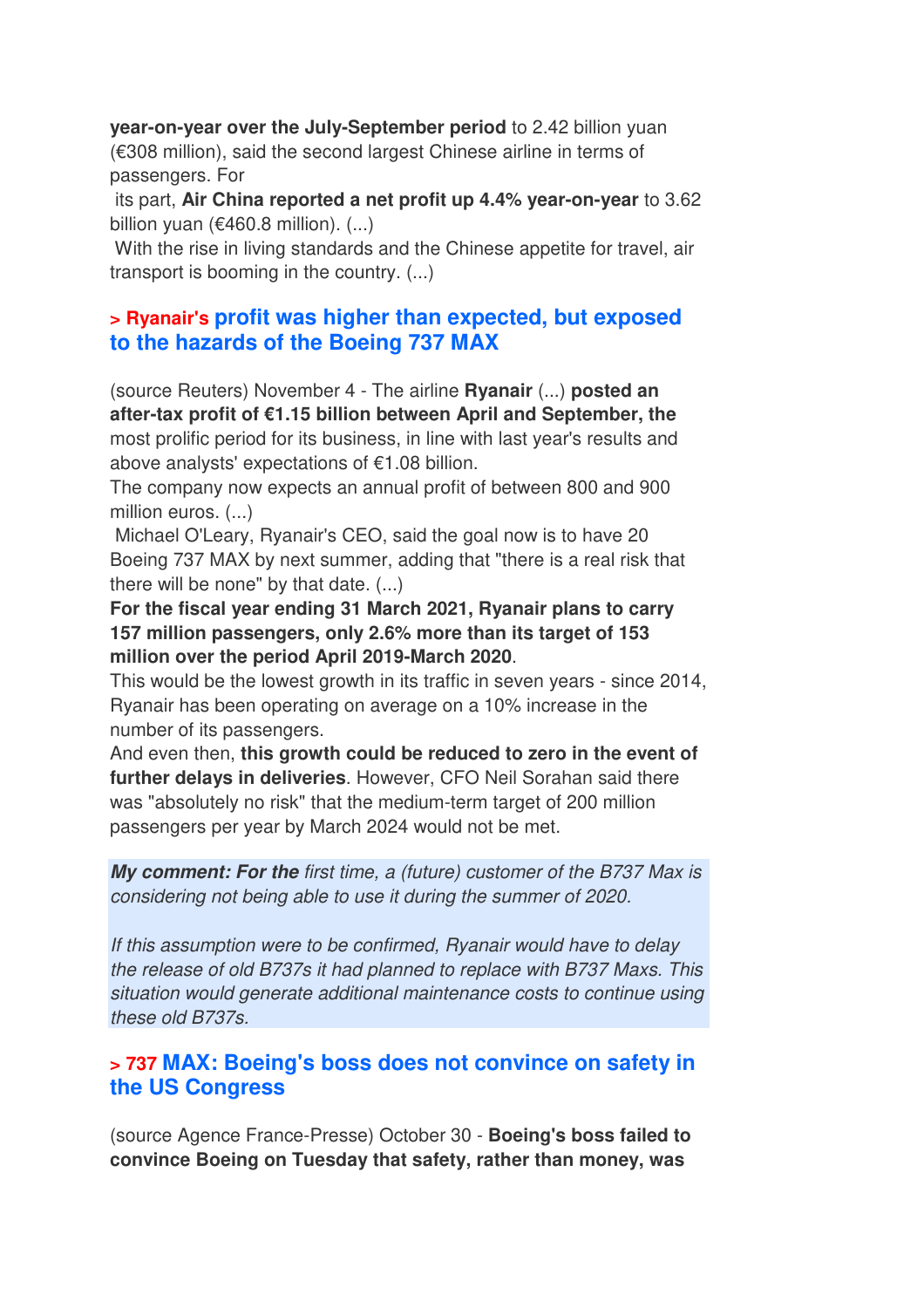**year-on-year over the July-September period** to 2.42 billion yuan (€308 million), said the second largest Chinese airline in terms of passengers. For

its part, **Air China reported a net profit up 4.4% year-on-year** to 3.62 billion yuan (€460.8 million). (...)

With the rise in living standards and the Chinese appetite for travel, air transport is booming in the country. (...)

### > Ryanair's profit was higher than expected, but exposed to the hazards of the Boeing 737 MAX

(source Reuters) November 4 - The airline **Ryanair** (...) **posted an after-tax profit of €1.15 billion between April and September, the** most prolific period for its business, in line with last year's results and above analysts' expectations of €1.08 billion.

The company now expects an annual profit of between 800 and 900 million euros. (...)

Michael O'Leary, Ryanair's CEO, said the goal now is to have 20 Boeing 737 MAX by next summer, adding that "there is a real risk that there will be none" by that date. (...)

**For the fiscal year ending 31 March 2021, Ryanair plans to carry 157 million passengers, only 2.6% more than its target of 153 million over the period April 2019-March 2020**.

This would be the lowest growth in its traffic in seven years - since 2014, Ryanair has been operating on average on a 10% increase in the number of its passengers.

And even then, **this growth could be reduced to zero in the event of further delays in deliveries**. However, CFO Neil Sorahan said there was "absolutely no risk" that the medium-term target of 200 million passengers per year by March 2024 would not be met.

***My comment: For the** first time, a (future) customer of the B737 Max is considering not being able to use it during the summer of 2020.*

*If this assumption were to be confirmed, Ryanair would have to delay the release of old B737s it had planned to replace with B737 Maxs. This situation would generate additional maintenance costs to continue using these old B737s.*

### > 737 MAX: Boeing's boss does not convince on safety in the US Congress

(source Agence France-Presse) October 30 - **Boeing's boss failed to convince Boeing on Tuesday that safety, rather than money, was**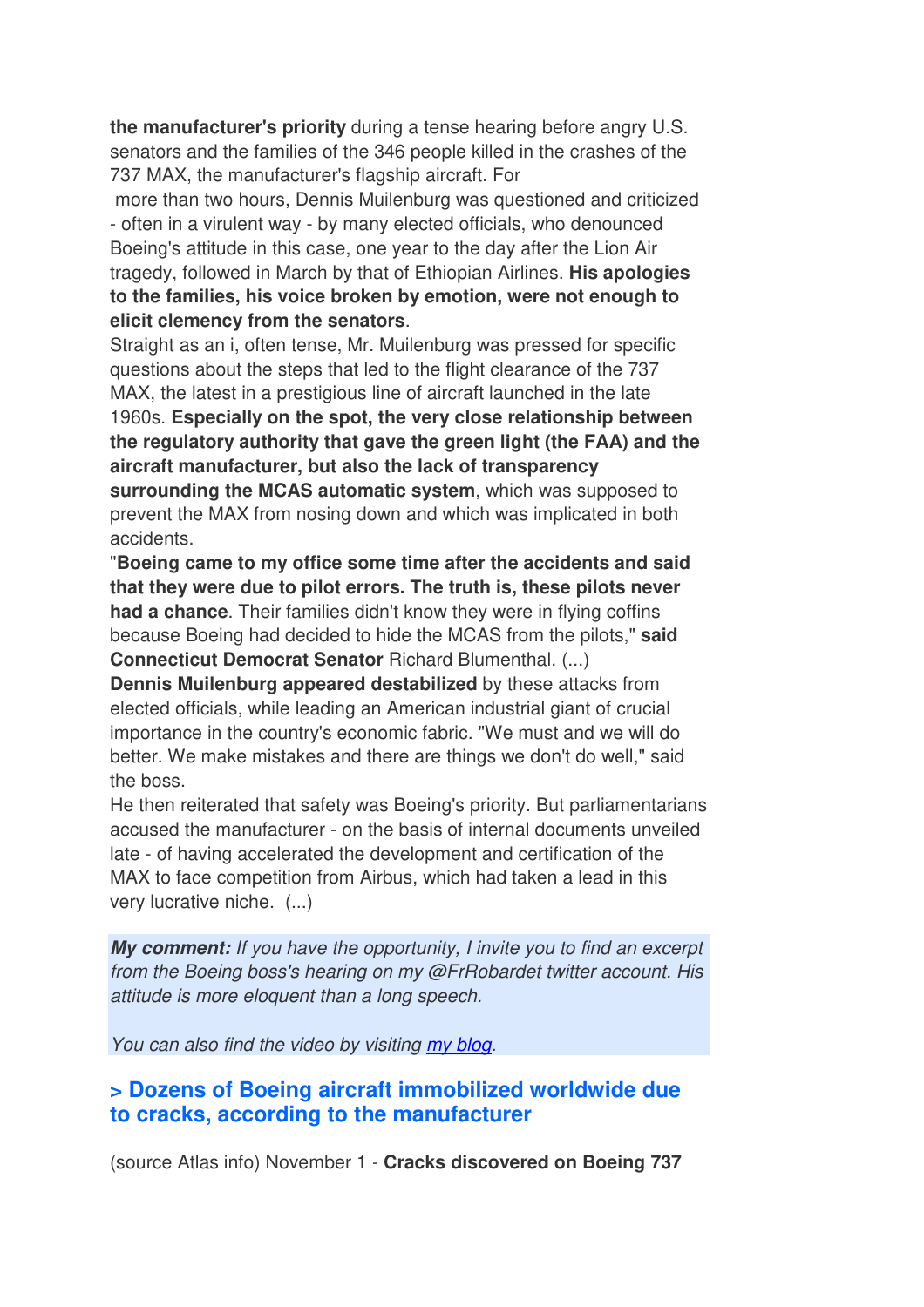**the manufacturer's priority** during a tense hearing before angry U.S. senators and the families of the 346 people killed in the crashes of the 737 MAX, the manufacturer's flagship aircraft. For more than two hours, Dennis Muilenburg was questioned and criticized - often in a virulent way - by many elected officials, who denounced Boeing's attitude in this case, one year to the day after the Lion Air tragedy, followed in March by that of Ethiopian Airlines. **His apologies to the families, his voice broken by emotion, were not enough to elicit clemency from the senators**.

Straight as an i, often tense, Mr. Muilenburg was pressed for specific questions about the steps that led to the flight clearance of the 737 MAX, the latest in a prestigious line of aircraft launched in the late 1960s. **Especially on the spot, the very close relationship between the regulatory authority that gave the green light (the FAA) and the aircraft manufacturer, but also the lack of transparency surrounding the MCAS automatic system**, which was supposed to prevent the MAX from nosing down and which was implicated in both accidents.

"**Boeing came to my office some time after the accidents and said that they were due to pilot errors. The truth is, these pilots never had a chance**. Their families didn't know they were in flying coffins because Boeing had decided to hide the MCAS from the pilots," **said Connecticut Democrat Senator** Richard Blumenthal. (...)

**Dennis Muilenburg appeared destabilized** by these attacks from elected officials, while leading an American industrial giant of crucial importance in the country's economic fabric. "We must and we will do better. We make mistakes and there are things we don't do well," said the boss.

He then reiterated that safety was Boeing's priority. But parliamentarians accused the manufacturer - on the basis of internal documents unveiled late - of having accelerated the development and certification of the MAX to face competition from Airbus, which had taken a lead in this very lucrative niche. (...)

***My comment:*** *If you have the opportunity, I invite you to find an excerpt from the Boeing boss's hearing on my @FrRobardet twitter account. His attitude is more eloquent than a long speech.*

*You can also find the video by visiting my blog.*

### > Dozens of Boeing aircraft immobilized worldwide due to cracks, according to the manufacturer

(source Atlas info) November 1 - **Cracks discovered on Boeing 737**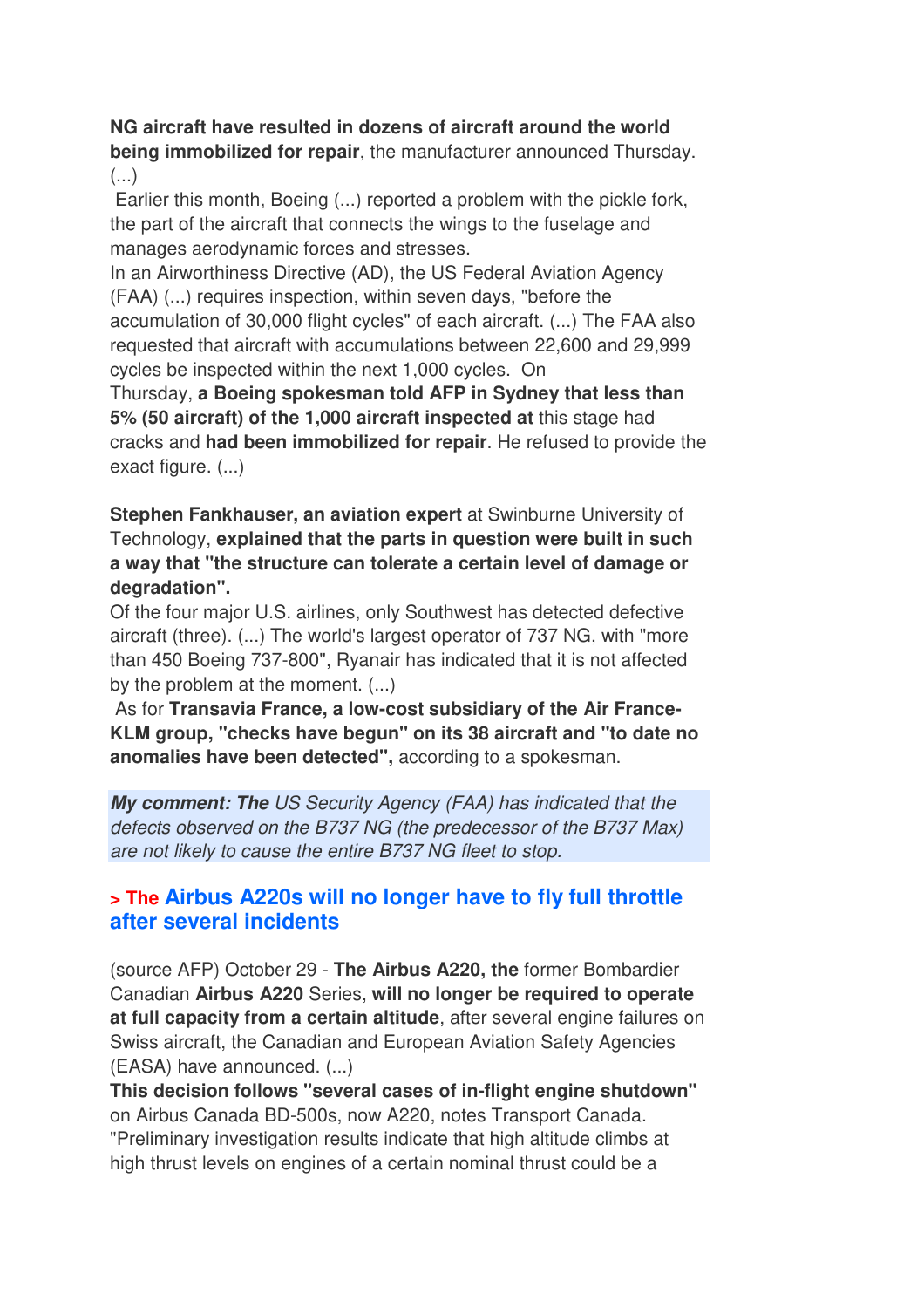**NG aircraft have resulted in dozens of aircraft around the world being immobilized for repair**, the manufacturer announced Thursday. (...)

Earlier this month, Boeing (...) reported a problem with the pickle fork, the part of the aircraft that connects the wings to the fuselage and manages aerodynamic forces and stresses.

In an Airworthiness Directive (AD), the US Federal Aviation Agency (FAA) (...) requires inspection, within seven days, "before the accumulation of 30,000 flight cycles" of each aircraft. (...) The FAA also requested that aircraft with accumulations between 22,600 and 29,999 cycles be inspected within the next 1,000 cycles. On Thursday, **a Boeing spokesman told AFP in Sydney that less than 5% (50 aircraft) of the 1,000 aircraft inspected at** this stage had cracks and **had been immobilized for repair**. He refused to provide the exact figure. (...)

**Stephen Fankhauser, an aviation expert** at Swinburne University of Technology, **explained that the parts in question were built in such a way that "the structure can tolerate a certain level of damage or degradation".**

Of the four major U.S. airlines, only Southwest has detected defective aircraft (three). (...) The world's largest operator of 737 NG, with "more than 450 Boeing 737-800", Ryanair has indicated that it is not affected by the problem at the moment. (...)

As for **Transavia France, a low-cost subsidiary of the Air France-KLM group, "checks have begun" on its 38 aircraft and "to date no anomalies have been detected",** according to a spokesman.

***My comment: The*** *US Security Agency (FAA) has indicated that the defects observed on the B737 NG (the predecessor of the B737 Max) are not likely to cause the entire B737 NG fleet to stop.*

## > The Airbus A220s will no longer have to fly full throttle after several incidents

(source AFP) October 29 - **The Airbus A220, the** former Bombardier Canadian **Airbus A220** Series, **will no longer be required to operate at full capacity from a certain altitude**, after several engine failures on Swiss aircraft, the Canadian and European Aviation Safety Agencies (EASA) have announced. (...)

**This decision follows "several cases of in-flight engine shutdown"** on Airbus Canada BD-500s, now A220, notes Transport Canada. "Preliminary investigation results indicate that high altitude climbs at high thrust levels on engines of a certain nominal thrust could be a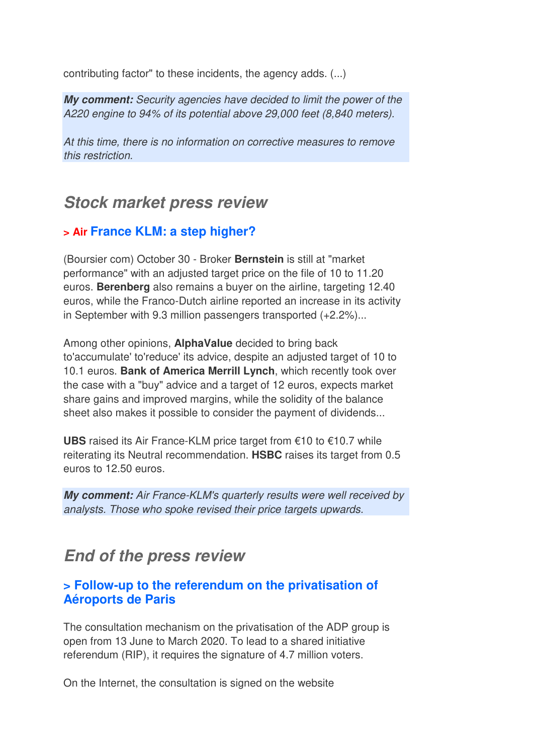contributing factor" to these incidents, the agency adds. (...)

***My comment:*** *Security agencies have decided to limit the power of the A220 engine to 94% of its potential above 29,000 feet (8,840 meters).*

*At this time, there is no information on corrective measures to remove this restriction.*

## *Stock market press review*

### > Air France KLM: a step higher?

(Boursier com) October 30 - Broker **Bernstein** is still at "market performance" with an adjusted target price on the file of 10 to 11.20 euros. **Berenberg** also remains a buyer on the airline, targeting 12.40 euros, while the Franco-Dutch airline reported an increase in its activity in September with 9.3 million passengers transported (+2.2%)...

Among other opinions, **AlphaValue** decided to bring back to'accumulate' to'reduce' its advice, despite an adjusted target of 10 to 10.1 euros. **Bank of America Merrill Lynch**, which recently took over the case with a "buy" advice and a target of 12 euros, expects market share gains and improved margins, while the solidity of the balance sheet also makes it possible to consider the payment of dividends...

**UBS** raised its Air France-KLM price target from €10 to €10.7 while reiterating its Neutral recommendation. **HSBC** raises its target from 0.5 euros to 12.50 euros.

***My comment:*** *Air France-KLM's quarterly results were well received by analysts. Those who spoke revised their price targets upwards.*

## *End of the press review*

### > Follow-up to the referendum on the privatisation of Aéroports de Paris

The consultation mechanism on the privatisation of the ADP group is open from 13 June to March 2020. To lead to a shared initiative referendum (RIP), it requires the signature of 4.7 million voters.

On the Internet, the consultation is signed on the website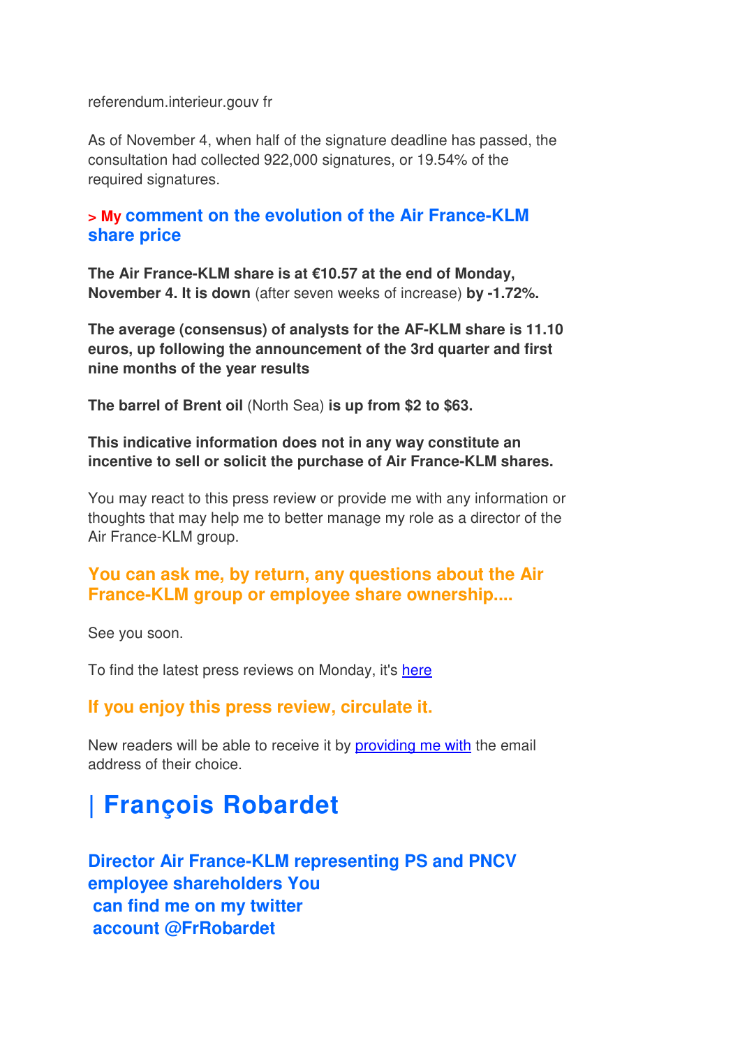referendum.interieur.gouv fr

As of November 4, when half of the signature deadline has passed, the consultation had collected 922,000 signatures, or 19.54% of the required signatures.

### > My comment on the evolution of the Air France-KLM share price

**The Air France-KLM share is at €10.57 at the end of Monday, November 4. It is down** (after seven weeks of increase) **by -1.72%.**

**The average (consensus) of analysts for the AF-KLM share is 11.10 euros, up following the announcement of the 3rd quarter and first nine months of the year results**

**The barrel of Brent oil** (North Sea) **is up from $2 to $63.**

**This indicative information does not in any way constitute an incentive to sell or solicit the purchase of Air France-KLM shares.**

You may react to this press review or provide me with any information or thoughts that may help me to better manage my role as a director of the Air France-KLM group.

### You can ask me, by return, any questions about the Air France-KLM group or employee share ownership....

See you soon.

To find the latest press reviews on Monday, it's [here]

### If you enjoy this press review, circulate it.

New readers will be able to receive it by [providing me with] the email address of their choice.

# | François Robardet

### Director Air France-KLM representing PS and PNCV employee shareholders You can find me on my twitter account @FrRobardet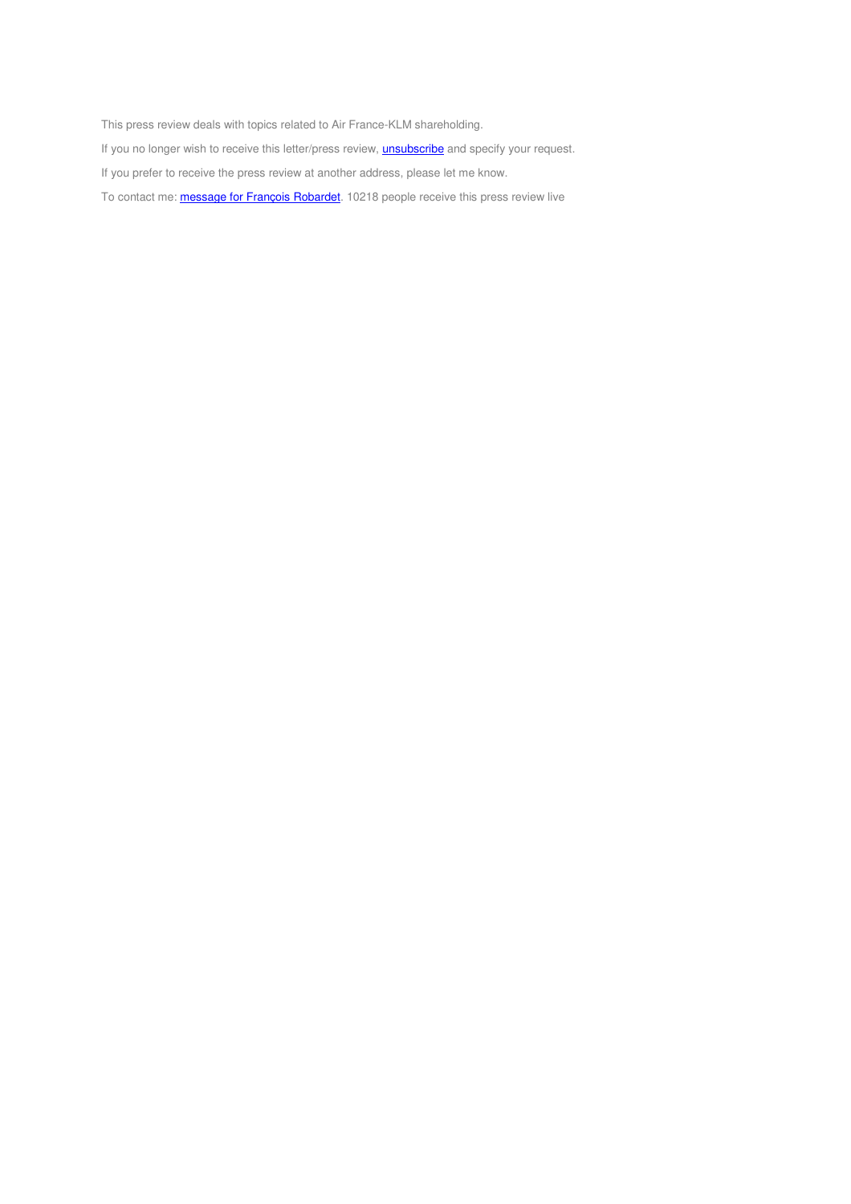This press review deals with topics related to Air France-KLM shareholding.

If you no longer wish to receive this letter/press review, unsubscribe and specify your request.

If you prefer to receive the press review at another address, please let me know.

To contact me: message for François Robardet. 10218 people receive this press review live